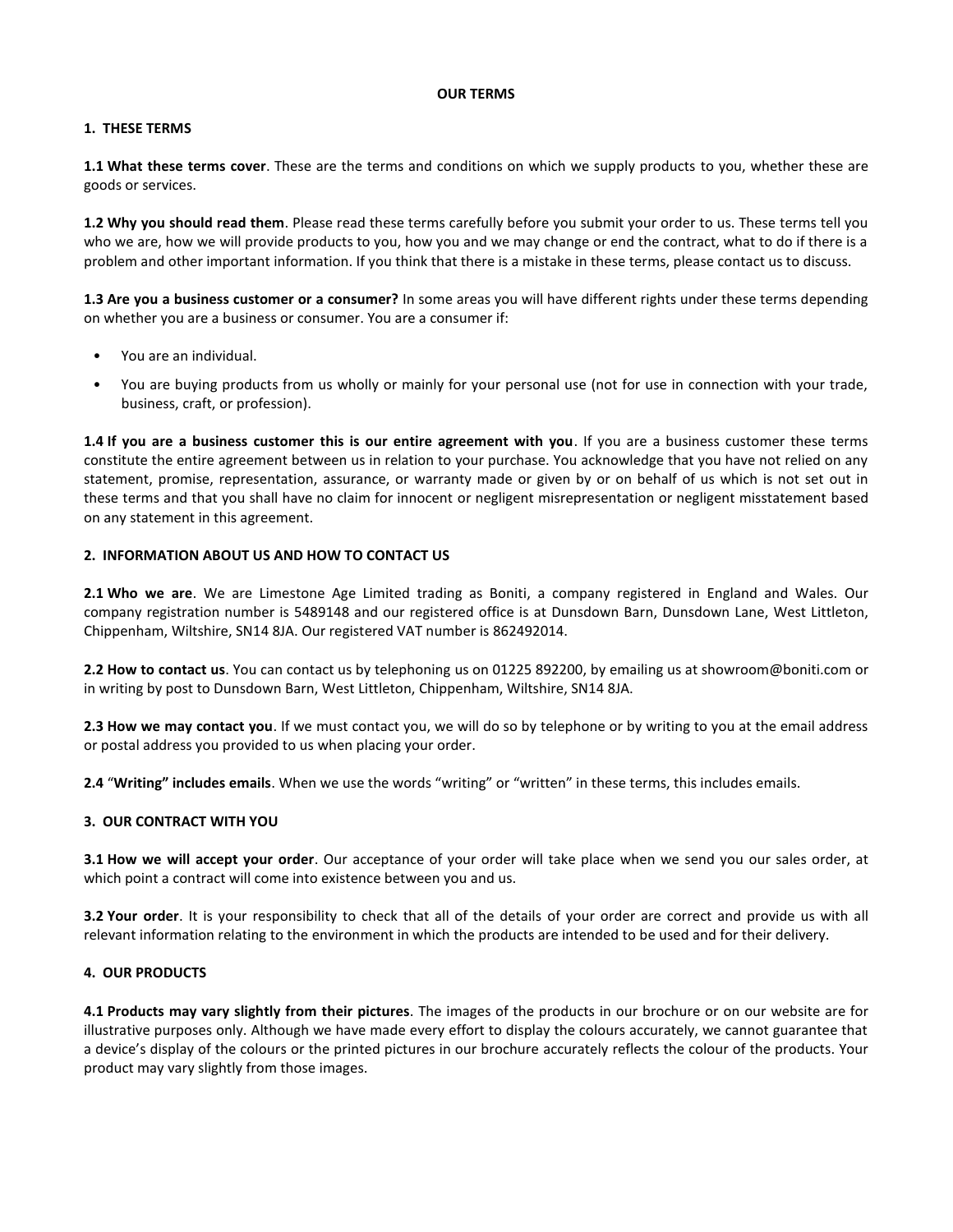# OUR TERMS

## 1. THESE TERMS

**1.1 What these terms cover**. These are the terms and conditions on which we supply products to you, whether these are goods or services.

**1.2 Why you should read them**. Please read these terms carefully before you submit your order to us. These terms tell you who we are, how we will provide products to you, how you and we may change or end the contract, what to do if there is a problem and other important information. If you think that there is a mistake in these terms, please contact us to discuss.

**1.3 Are you a business customer or a consumer?** In some areas you will have different rights under these terms depending on whether you are a business or consumer. You are a consumer if:

- You are an individual.
- You are buying products from us wholly or mainly for your personal use (not for use in connection with your trade, business, craft, or profession).

**1.4 If you are a business customer this is our entire agreement with you**. If you are a business customer these terms constitute the entire agreement between us in relation to your purchase. You acknowledge that you have not relied on any statement, promise, representation, assurance, or warranty made or given by or on behalf of us which is not set out in these terms and that you shall have no claim for innocent or negligent misrepresentation or negligent misstatement based on any statement in this agreement.

## 2. INFORMATION ABOUT US AND HOW TO CONTACT US

**2.1 Who we are**. We are Limestone Age Limited trading as Boniti, a company registered in England and Wales. Our company registration number is 5489148 and our registered office is at Dunsdown Barn, Dunsdown Lane, West Littleton, Chippenham, Wiltshire, SN14 8JA. Our registered VAT number is 862492014.

**2.2 How to contact us**. You can contact us by telephoning us on 01225 892200, by emailing us at showroom@boniti.com or in writing by post to Dunsdown Barn, West Littleton, Chippenham, Wiltshire, SN14 8JA.

**2.3 How we may contact you**. If we must contact you, we will do so by telephone or by writing to you at the email address or postal address you provided to us when placing your order.

**2.4** "**Writing" includes emails**. When we use the words "writing" or "written" in these terms, this includes emails.

## 3. OUR CONTRACT WITH YOU

**3.1 How we will accept your order**. Our acceptance of your order will take place when we send you our sales order, at which point a contract will come into existence between you and us.

**3.2 Your order**. It is your responsibility to check that all of the details of your order are correct and provide us with all relevant information relating to the environment in which the products are intended to be used and for their delivery.

## 4. OUR PRODUCTS

**4.1 Products may vary slightly from their pictures**. The images of the products in our brochure or on our website are for illustrative purposes only. Although we have made every effort to display the colours accurately, we cannot guarantee that a device's display of the colours or the printed pictures in our brochure accurately reflects the colour of the products. Your product may vary slightly from those images.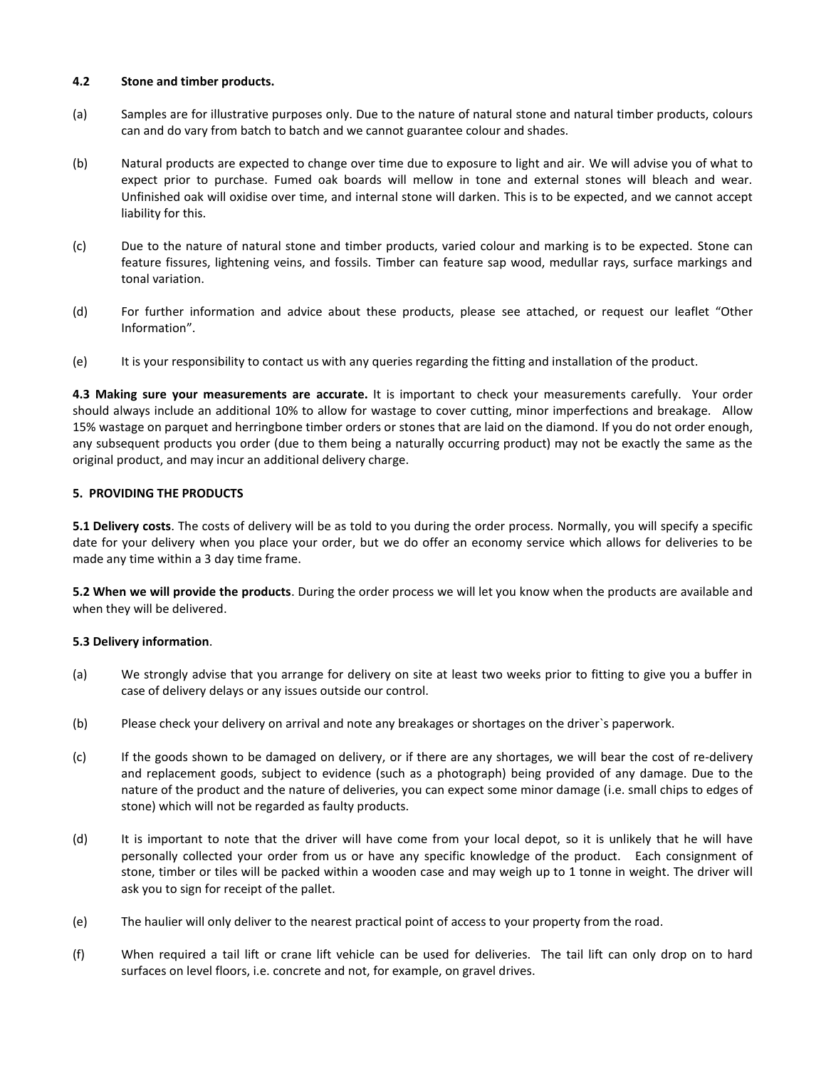**4.2 Stone and timber products.**

(a) Samples are for illustrative purposes only. Due to the nature of natural stone and natural timber products, colours can and do vary from batch to batch and we cannot guarantee colour and shades.

(b) Natural products are expected to change over time due to exposure to light and air. We will advise you of what to expect prior to purchase. Fumed oak boards will mellow in tone and external stones will bleach and wear. Unfinished oak will oxidise over time, and internal stone will darken. This is to be expected, and we cannot accept liability for this.

(c) Due to the nature of natural stone and timber products, varied colour and marking is to be expected. Stone can feature fissures, lightening veins, and fossils. Timber can feature sap wood, medullar rays, surface markings and tonal variation.

(d) For further information and advice about these products, please see attached, or request our leaflet "Other Information".

(e) It is your responsibility to contact us with any queries regarding the fitting and installation of the product.

**4.3 Making sure your measurements are accurate.** It is important to check your measurements carefully. Your order should always include an additional 10% to allow for wastage to cover cutting, minor imperfections and breakage. Allow 15% wastage on parquet and herringbone timber orders or stones that are laid on the diamond. If you do not order enough, any subsequent products you order (due to them being a naturally occurring product) may not be exactly the same as the original product, and may incur an additional delivery charge.

**5. PROVIDING THE PRODUCTS**

**5.1 Delivery costs**. The costs of delivery will be as told to you during the order process. Normally, you will specify a specific date for your delivery when you place your order, but we do offer an economy service which allows for deliveries to be made any time within a 3 day time frame.

**5.2 When we will provide the products**. During the order process we will let you know when the products are available and when they will be delivered.

**5.3 Delivery information**.

(a) We strongly advise that you arrange for delivery on site at least two weeks prior to fitting to give you a buffer in case of delivery delays or any issues outside our control.

(b) Please check your delivery on arrival and note any breakages or shortages on the driver`s paperwork.

(c) If the goods shown to be damaged on delivery, or if there are any shortages, we will bear the cost of re-delivery and replacement goods, subject to evidence (such as a photograph) being provided of any damage. Due to the nature of the product and the nature of deliveries, you can expect some minor damage (i.e. small chips to edges of stone) which will not be regarded as faulty products.

(d) It is important to note that the driver will have come from your local depot, so it is unlikely that he will have personally collected your order from us or have any specific knowledge of the product. Each consignment of stone, timber or tiles will be packed within a wooden case and may weigh up to 1 tonne in weight. The driver will ask you to sign for receipt of the pallet.

(e) The haulier will only deliver to the nearest practical point of access to your property from the road.

(f) When required a tail lift or crane lift vehicle can be used for deliveries. The tail lift can only drop on to hard surfaces on level floors, i.e. concrete and not, for example, on gravel drives.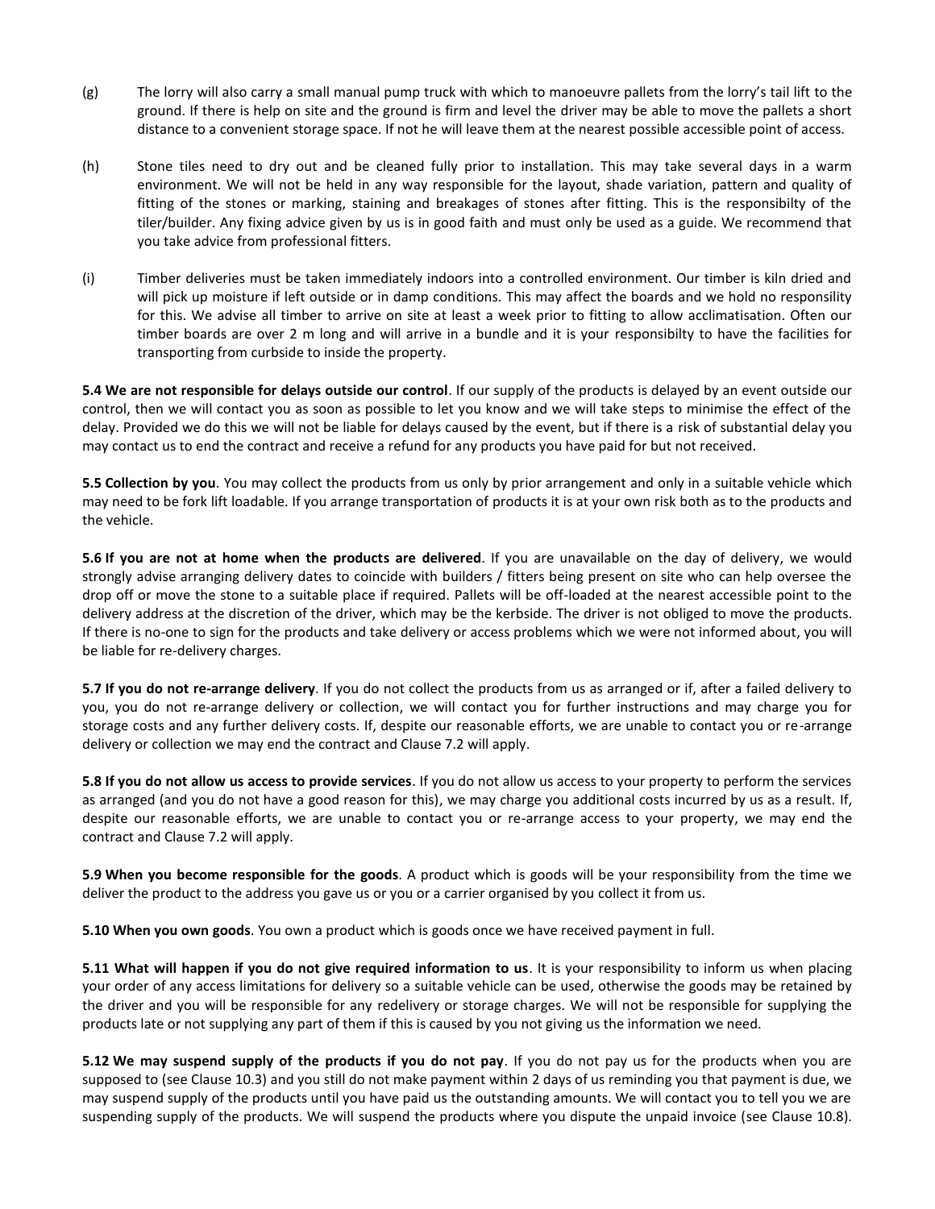(g) The lorry will also carry a small manual pump truck with which to manoeuvre pallets from the lorry's tail lift to the ground. If there is help on site and the ground is firm and level the driver may be able to move the pallets a short distance to a convenient storage space. If not he will leave them at the nearest possible accessible point of access.

(h) Stone tiles need to dry out and be cleaned fully prior to installation. This may take several days in a warm environment. We will not be held in any way responsible for the layout, shade variation, pattern and quality of fitting of the stones or marking, staining and breakages of stones after fitting. This is the responsibilty of the tiler/builder. Any fixing advice given by us is in good faith and must only be used as a guide. We recommend that you take advice from professional fitters.

(i) Timber deliveries must be taken immediately indoors into a controlled environment. Our timber is kiln dried and will pick up moisture if left outside or in damp conditions. This may affect the boards and we hold no responsibility for this. We advise all timber to arrive on site at least a week prior to fitting to allow acclimatisation. Often our timber boards are over 2 m long and will arrive in a bundle and it is your responsibilty to have the facilities for transporting from curbside to inside the property.

**5.4 We are not responsible for delays outside our control**. If our supply of the products is delayed by an event outside our control, then we will contact you as soon as possible to let you know and we will take steps to minimise the effect of the delay. Provided we do this we will not be liable for delays caused by the event, but if there is a risk of substantial delay you may contact us to end the contract and receive a refund for any products you have paid for but not received.

**5.5 Collection by you**. You may collect the products from us only by prior arrangement and only in a suitable vehicle which may need to be fork lift loadable. If you arrange transportation of products it is at your own risk both as to the products and the vehicle.

**5.6 If you are not at home when the products are delivered**. If you are unavailable on the day of delivery, we would strongly advise arranging delivery dates to coincide with builders / fitters being present on site who can help oversee the drop off or move the stone to a suitable place if required. Pallets will be off-loaded at the nearest accessible point to the delivery address at the discretion of the driver, which may be the kerbside. The driver is not obliged to move the products. If there is no-one to sign for the products and take delivery or access problems which we were not informed about, you will be liable for re-delivery charges.

**5.7 If you do not re-arrange delivery**. If you do not collect the products from us as arranged or if, after a failed delivery to you, you do not re-arrange delivery or collection, we will contact you for further instructions and may charge you for storage costs and any further delivery costs. If, despite our reasonable efforts, we are unable to contact you or re-arrange delivery or collection we may end the contract and Clause 7.2 will apply.

**5.8 If you do not allow us access to provide services**. If you do not allow us access to your property to perform the services as arranged (and you do not have a good reason for this), we may charge you additional costs incurred by us as a result. If, despite our reasonable efforts, we are unable to contact you or re-arrange access to your property, we may end the contract and Clause 7.2 will apply.

**5.9 When you become responsible for the goods**. A product which is goods will be your responsibility from the time we deliver the product to the address you gave us or you or a carrier organised by you collect it from us.

**5.10 When you own goods**. You own a product which is goods once we have received payment in full.

**5.11 What will happen if you do not give required information to us**. It is your responsibility to inform us when placing your order of any access limitations for delivery so a suitable vehicle can be used, otherwise the goods may be retained by the driver and you will be responsible for any redelivery or storage charges. We will not be responsible for supplying the products late or not supplying any part of them if this is caused by you not giving us the information we need.

**5.12 We may suspend supply of the products if you do not pay**. If you do not pay us for the products when you are supposed to (see Clause 10.3) and you still do not make payment within 2 days of us reminding you that payment is due, we may suspend supply of the products until you have paid us the outstanding amounts. We will contact you to tell you we are suspending supply of the products. We will suspend the products where you dispute the unpaid invoice (see Clause 10.8).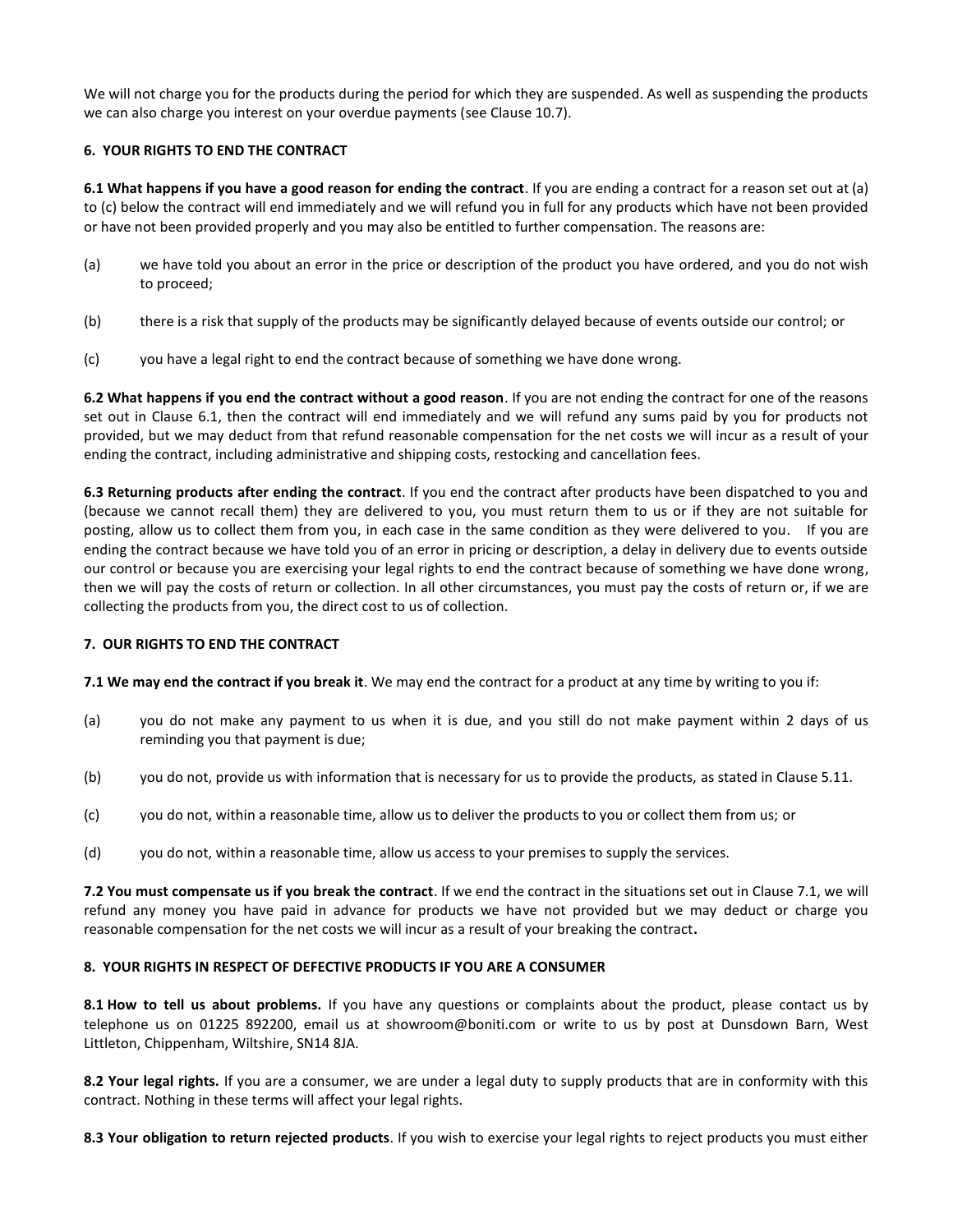We will not charge you for the products during the period for which they are suspended. As well as suspending the products we can also charge you interest on your overdue payments (see Clause 10.7).

## 6. YOUR RIGHTS TO END THE CONTRACT

**6.1 What happens if you have a good reason for ending the contract**. If you are ending a contract for a reason set out at (a) to (c) below the contract will end immediately and we will refund you in full for any products which have not been provided or have not been provided properly and you may also be entitled to further compensation. The reasons are:

(a) we have told you about an error in the price or description of the product you have ordered, and you do not wish to proceed;

(b) there is a risk that supply of the products may be significantly delayed because of events outside our control; or

(c) you have a legal right to end the contract because of something we have done wrong.

**6.2 What happens if you end the contract without a good reason**. If you are not ending the contract for one of the reasons set out in Clause 6.1, then the contract will end immediately and we will refund any sums paid by you for products not provided, but we may deduct from that refund reasonable compensation for the net costs we will incur as a result of your ending the contract, including administrative and shipping costs, restocking and cancellation fees.

**6.3 Returning products after ending the contract**. If you end the contract after products have been dispatched to you and (because we cannot recall them) they are delivered to you, you must return them to us or if they are not suitable for posting, allow us to collect them from you, in each case in the same condition as they were delivered to you. If you are ending the contract because we have told you of an error in pricing or description, a delay in delivery due to events outside our control or because you are exercising your legal rights to end the contract because of something we have done wrong, then we will pay the costs of return or collection. In all other circumstances, you must pay the costs of return or, if we are collecting the products from you, the direct cost to us of collection.

## 7. OUR RIGHTS TO END THE CONTRACT

**7.1 We may end the contract if you break it**. We may end the contract for a product at any time by writing to you if:

(a) you do not make any payment to us when it is due, and you still do not make payment within 2 days of us reminding you that payment is due;

(b) you do not, provide us with information that is necessary for us to provide the products, as stated in Clause 5.11.

(c) you do not, within a reasonable time, allow us to deliver the products to you or collect them from us; or

(d) you do not, within a reasonable time, allow us access to your premises to supply the services.

**7.2 You must compensate us if you break the contract**. If we end the contract in the situations set out in Clause 7.1, we will refund any money you have paid in advance for products we have not provided but we may deduct or charge you reasonable compensation for the net costs we will incur as a result of your breaking the contract**.**

## 8. YOUR RIGHTS IN RESPECT OF DEFECTIVE PRODUCTS IF YOU ARE A CONSUMER

**8.1 How to tell us about problems.** If you have any questions or complaints about the product, please contact us by telephone us on 01225 892200, email us at showroom@boniti.com or write to us by post at Dunsdown Barn, West Littleton, Chippenham, Wiltshire, SN14 8JA.

**8.2 Your legal rights.** If you are a consumer, we are under a legal duty to supply products that are in conformity with this contract. Nothing in these terms will affect your legal rights.

**8.3 Your obligation to return rejected products**. If you wish to exercise your legal rights to reject products you must either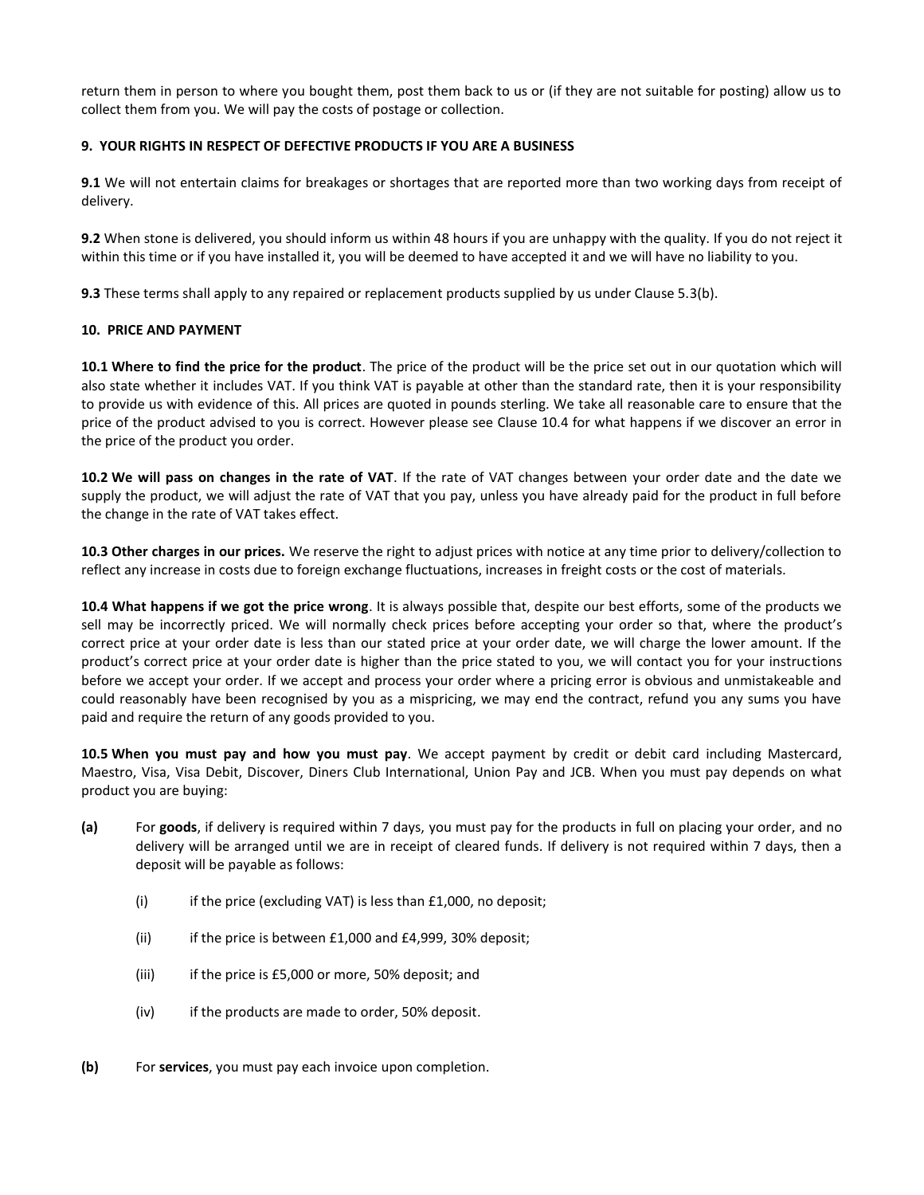return them in person to where you bought them, post them back to us or (if they are not suitable for posting) allow us to collect them from you. We will pay the costs of postage or collection.

## 9. YOUR RIGHTS IN RESPECT OF DEFECTIVE PRODUCTS IF YOU ARE A BUSINESS

**9.1** We will not entertain claims for breakages or shortages that are reported more than two working days from receipt of delivery.

**9.2** When stone is delivered, you should inform us within 48 hours if you are unhappy with the quality. If you do not reject it within this time or if you have installed it, you will be deemed to have accepted it and we will have no liability to you.

**9.3** These terms shall apply to any repaired or replacement products supplied by us under Clause 5.3(b).

## 10. PRICE AND PAYMENT

**10.1 Where to find the price for the product**. The price of the product will be the price set out in our quotation which will also state whether it includes VAT. If you think VAT is payable at other than the standard rate, then it is your responsibility to provide us with evidence of this. All prices are quoted in pounds sterling. We take all reasonable care to ensure that the price of the product advised to you is correct. However please see Clause 10.4 for what happens if we discover an error in the price of the product you order.

**10.2 We will pass on changes in the rate of VAT**. If the rate of VAT changes between your order date and the date we supply the product, we will adjust the rate of VAT that you pay, unless you have already paid for the product in full before the change in the rate of VAT takes effect.

**10.3 Other charges in our prices.** We reserve the right to adjust prices with notice at any time prior to delivery/collection to reflect any increase in costs due to foreign exchange fluctuations, increases in freight costs or the cost of materials.

**10.4 What happens if we got the price wrong**. It is always possible that, despite our best efforts, some of the products we sell may be incorrectly priced. We will normally check prices before accepting your order so that, where the product's correct price at your order date is less than our stated price at your order date, we will charge the lower amount. If the product's correct price at your order date is higher than the price stated to you, we will contact you for your instructions before we accept your order. If we accept and process your order where a pricing error is obvious and unmistakeable and could reasonably have been recognised by you as a mispricing, we may end the contract, refund you any sums you have paid and require the return of any goods provided to you.

**10.5 When you must pay and how you must pay**. We accept payment by credit or debit card including Mastercard, Maestro, Visa, Visa Debit, Discover, Diners Club International, Union Pay and JCB. When you must pay depends on what product you are buying:

**(a)** For **goods**, if delivery is required within 7 days, you must pay for the products in full on placing your order, and no delivery will be arranged until we are in receipt of cleared funds. If delivery is not required within 7 days, then a deposit will be payable as follows:

- (i) if the price (excluding VAT) is less than £1,000, no deposit;
- (ii) if the price is between £1,000 and £4,999, 30% deposit;
- (iii) if the price is £5,000 or more, 50% deposit; and
- (iv) if the products are made to order, 50% deposit.

**(b)** For **services**, you must pay each invoice upon completion.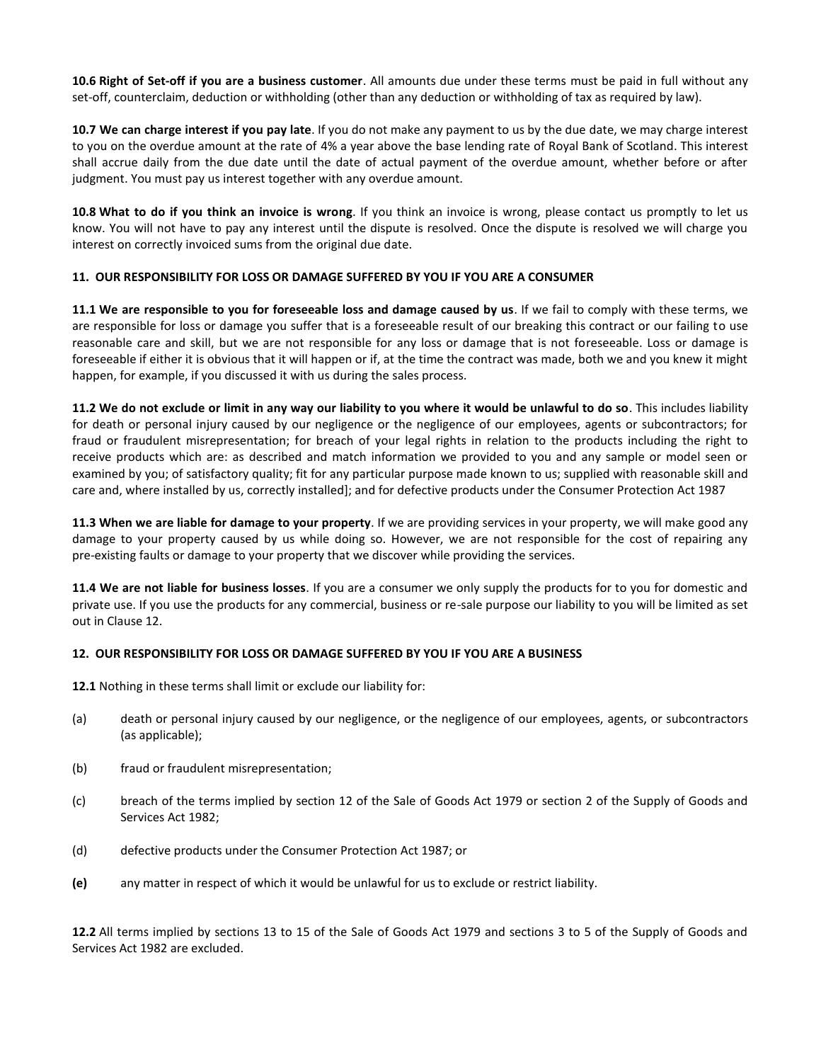**10.6 Right of Set-off if you are a business customer**. All amounts due under these terms must be paid in full without any set-off, counterclaim, deduction or withholding (other than any deduction or withholding of tax as required by law).

**10.7 We can charge interest if you pay late**. If you do not make any payment to us by the due date, we may charge interest to you on the overdue amount at the rate of 4% a year above the base lending rate of Royal Bank of Scotland. This interest shall accrue daily from the due date until the date of actual payment of the overdue amount, whether before or after judgment. You must pay us interest together with any overdue amount.

**10.8 What to do if you think an invoice is wrong**. If you think an invoice is wrong, please contact us promptly to let us know. You will not have to pay any interest until the dispute is resolved. Once the dispute is resolved we will charge you interest on correctly invoiced sums from the original due date.

**11. OUR RESPONSIBILITY FOR LOSS OR DAMAGE SUFFERED BY YOU IF YOU ARE A CONSUMER**

**11.1 We are responsible to you for foreseeable loss and damage caused by us**. If we fail to comply with these terms, we are responsible for loss or damage you suffer that is a foreseeable result of our breaking this contract or our failing to use reasonable care and skill, but we are not responsible for any loss or damage that is not foreseeable. Loss or damage is foreseeable if either it is obvious that it will happen or if, at the time the contract was made, both we and you knew it might happen, for example, if you discussed it with us during the sales process.

**11.2 We do not exclude or limit in any way our liability to you where it would be unlawful to do so**. This includes liability for death or personal injury caused by our negligence or the negligence of our employees, agents or subcontractors; for fraud or fraudulent misrepresentation; for breach of your legal rights in relation to the products including the right to receive products which are: as described and match information we provided to you and any sample or model seen or examined by you; of satisfactory quality; fit for any particular purpose made known to us; supplied with reasonable skill and care and, where installed by us, correctly installed]; and for defective products under the Consumer Protection Act 1987

**11.3 When we are liable for damage to your property**. If we are providing services in your property, we will make good any damage to your property caused by us while doing so. However, we are not responsible for the cost of repairing any pre-existing faults or damage to your property that we discover while providing the services.

**11.4 We are not liable for business losses**. If you are a consumer we only supply the products for to you for domestic and private use. If you use the products for any commercial, business or re-sale purpose our liability to you will be limited as set out in Clause 12.

**12. OUR RESPONSIBILITY FOR LOSS OR DAMAGE SUFFERED BY YOU IF YOU ARE A BUSINESS**

**12.1** Nothing in these terms shall limit or exclude our liability for:

(a) death or personal injury caused by our negligence, or the negligence of our employees, agents, or subcontractors (as applicable);

(b) fraud or fraudulent misrepresentation;

(c) breach of the terms implied by section 12 of the Sale of Goods Act 1979 or section 2 of the Supply of Goods and Services Act 1982;

(d) defective products under the Consumer Protection Act 1987; or

**(e)** any matter in respect of which it would be unlawful for us to exclude or restrict liability.

**12.2** All terms implied by sections 13 to 15 of the Sale of Goods Act 1979 and sections 3 to 5 of the Supply of Goods and Services Act 1982 are excluded.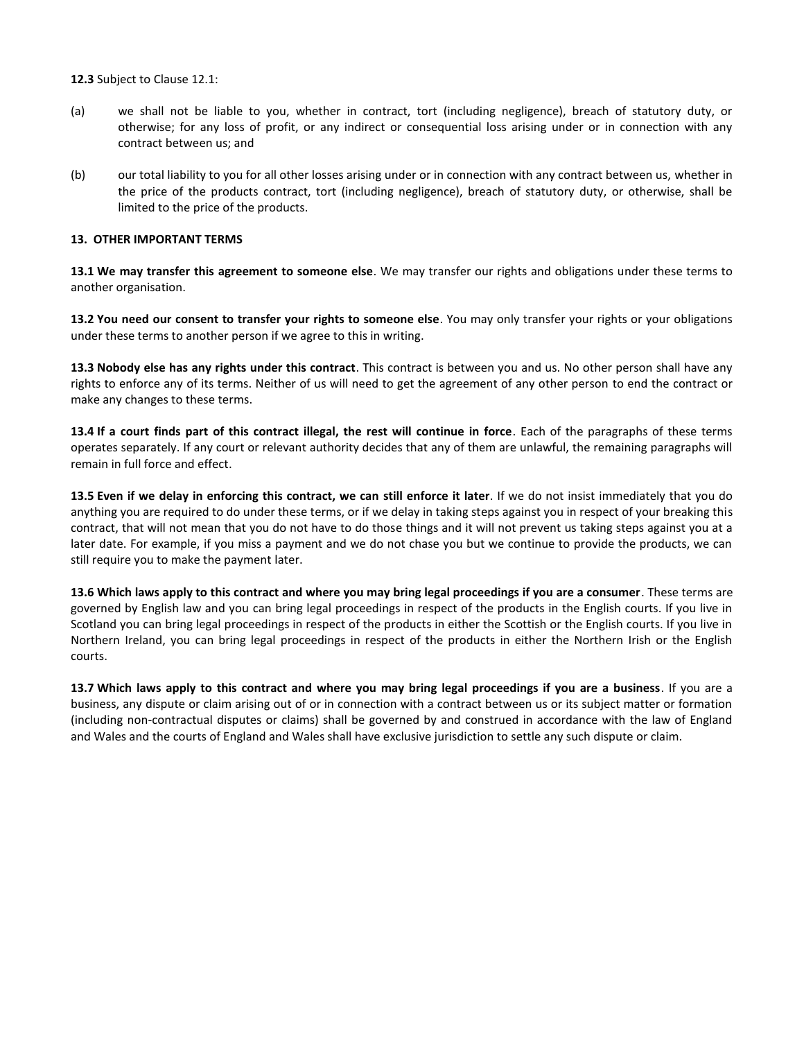**12.3** Subject to Clause 12.1:

(a) we shall not be liable to you, whether in contract, tort (including negligence), breach of statutory duty, or otherwise; for any loss of profit, or any indirect or consequential loss arising under or in connection with any contract between us; and

(b) our total liability to you for all other losses arising under or in connection with any contract between us, whether in the price of the products contract, tort (including negligence), breach of statutory duty, or otherwise, shall be limited to the price of the products.

**13. OTHER IMPORTANT TERMS**

**13.1 We may transfer this agreement to someone else**. We may transfer our rights and obligations under these terms to another organisation.

**13.2 You need our consent to transfer your rights to someone else**. You may only transfer your rights or your obligations under these terms to another person if we agree to this in writing.

**13.3 Nobody else has any rights under this contract**. This contract is between you and us. No other person shall have any rights to enforce any of its terms. Neither of us will need to get the agreement of any other person to end the contract or make any changes to these terms.

**13.4 If a court finds part of this contract illegal, the rest will continue in force**. Each of the paragraphs of these terms operates separately. If any court or relevant authority decides that any of them are unlawful, the remaining paragraphs will remain in full force and effect.

**13.5 Even if we delay in enforcing this contract, we can still enforce it later**. If we do not insist immediately that you do anything you are required to do under these terms, or if we delay in taking steps against you in respect of your breaking this contract, that will not mean that you do not have to do those things and it will not prevent us taking steps against you at a later date. For example, if you miss a payment and we do not chase you but we continue to provide the products, we can still require you to make the payment later.

**13.6 Which laws apply to this contract and where you may bring legal proceedings if you are a consumer**. These terms are governed by English law and you can bring legal proceedings in respect of the products in the English courts. If you live in Scotland you can bring legal proceedings in respect of the products in either the Scottish or the English courts. If you live in Northern Ireland, you can bring legal proceedings in respect of the products in either the Northern Irish or the English courts.

**13.7 Which laws apply to this contract and where you may bring legal proceedings if you are a business**. If you are a business, any dispute or claim arising out of or in connection with a contract between us or its subject matter or formation (including non-contractual disputes or claims) shall be governed by and construed in accordance with the law of England and Wales and the courts of England and Wales shall have exclusive jurisdiction to settle any such dispute or claim.